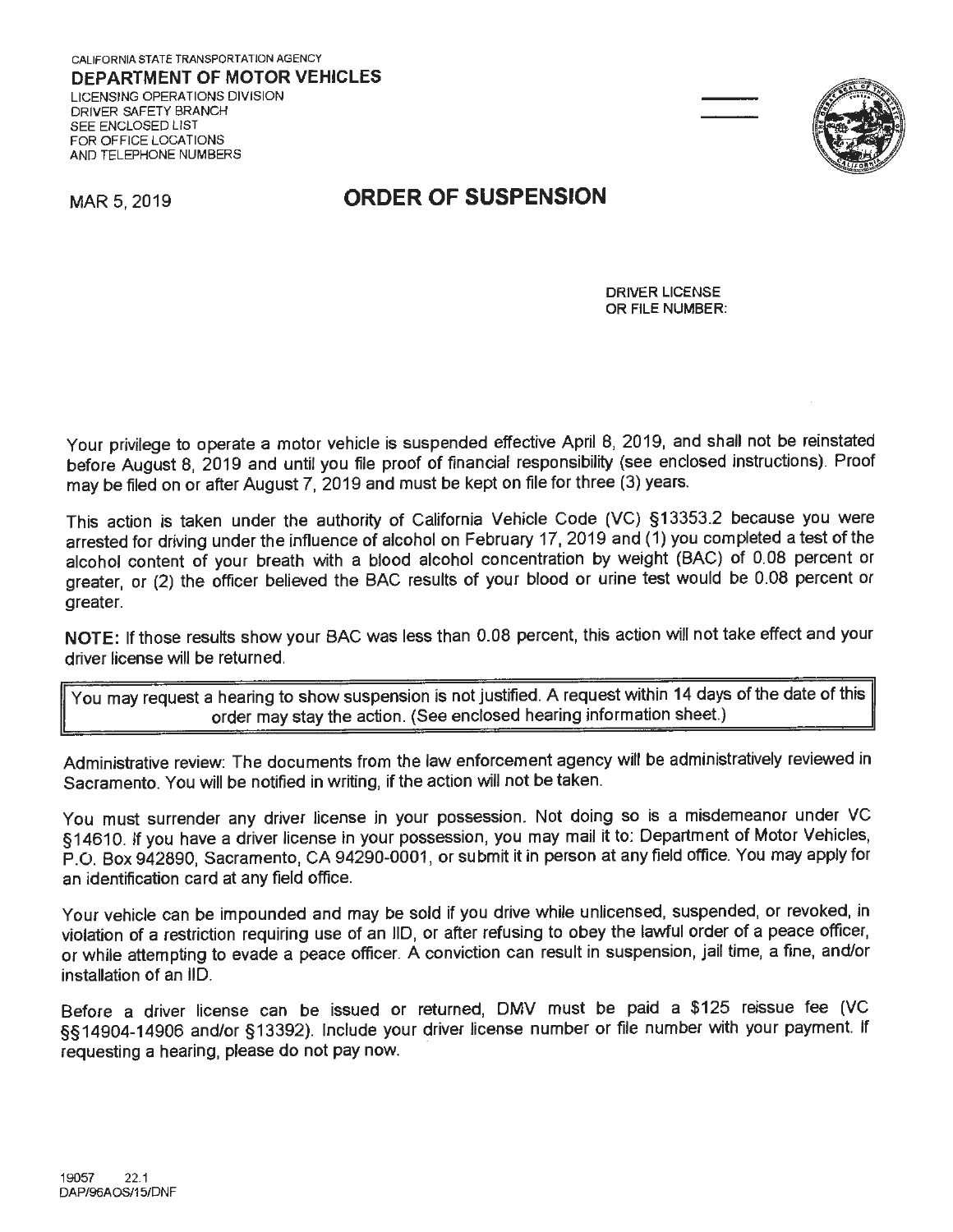CALIFORNIA STATE TRANSPORTATION AGENCY

**DEPARTMENT OF MOTOR VEHICLES**

LICENSING OPERATIONS DIVISION
DRIVER SAFETY BRANCH
SEE ENCLOSED LIST
FOR OFFICE LOCATIONS
AND TELEPHONE NUMBERS

MAR 5, 2019

# ORDER OF SUSPENSION

DRIVER LICENSE
OR FILE NUMBER:

Your privilege to operate a motor vehicle is suspended effective April 8, 2019, and shall not be reinstated before August 8, 2019 and until you file proof of financial responsibility (see enclosed instructions). Proof may be filed on or after August 7, 2019 and must be kept on file for three (3) years.

This action is taken under the authority of California Vehicle Code (VC) §13353.2 because you were arrested for driving under the influence of alcohol on February 17, 2019 and (1) you completed a test of the alcohol content of your breath with a blood alcohol concentration by weight (BAC) of 0.08 percent or greater, or (2) the officer believed the BAC results of your blood or urine test would be 0.08 percent or greater.

**NOTE:** If those results show your BAC was less than 0.08 percent, this action will not take effect and your driver license will be returned.

> You may request a hearing to show suspension is not justified. A request within 14 days of the date of this order may stay the action. (See enclosed hearing information sheet.)

Administrative review: The documents from the law enforcement agency will be administratively reviewed in Sacramento. You will be notified in writing, if the action will not be taken.

You must surrender any driver license in your possession. Not doing so is a misdemeanor under VC §14610. If you have a driver license in your possession, you may mail it to: Department of Motor Vehicles, P.O. Box 942890, Sacramento, CA 94290-0001, or submit it in person at any field office. You may apply for an identification card at any field office.

Your vehicle can be impounded and may be sold if you drive while unlicensed, suspended, or revoked, in violation of a restriction requiring use of an IID, or after refusing to obey the lawful order of a peace officer, or while attempting to evade a peace officer. A conviction can result in suspension, jail time, a fine, and/or installation of an IID.

Before a driver license can be issued or returned, DMV must be paid a $125 reissue fee (VC §§14904-14906 and/or §13392). Include your driver license number or file number with your payment. If requesting a hearing, please do not pay now.

19057 22.1
DAP/96AOS/15/DNF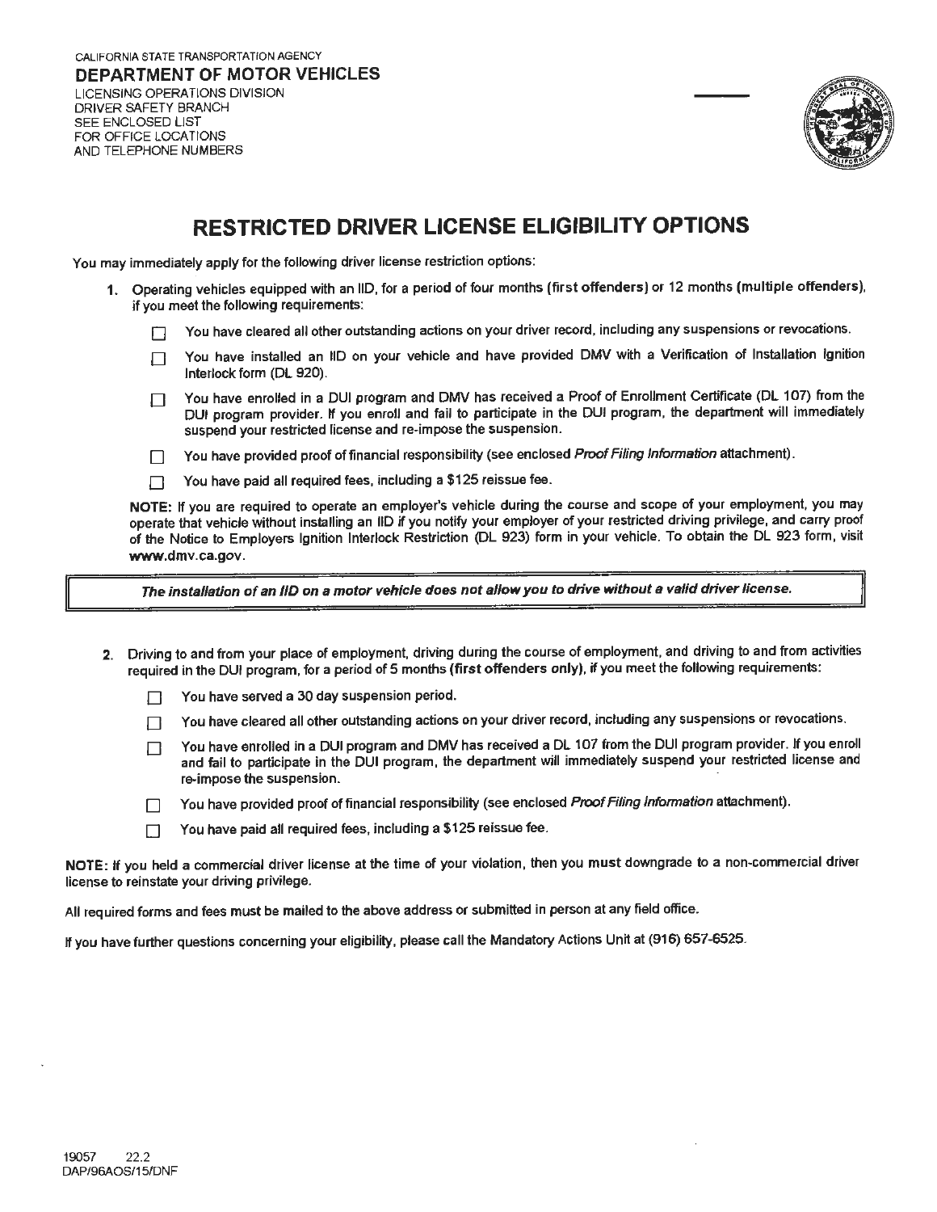CALIFORNIA STATE TRANSPORTATION AGENCY

**DEPARTMENT OF MOTOR VEHICLES**

LICENSING OPERATIONS DIVISION
DRIVER SAFETY BRANCH
SEE ENCLOSED LIST
FOR OFFICE LOCATIONS
AND TELEPHONE NUMBERS

# RESTRICTED DRIVER LICENSE ELIGIBILITY OPTIONS

You may immediately apply for the following driver license restriction options:

1. Operating vehicles equipped with an IID, for a period of four months **(first offenders)** or 12 months **(multiple offenders)**, if you meet the following requirements:

   - ☐ You have cleared all other outstanding actions on your driver record, including any suspensions or revocations.
   - ☐ You have installed an IID on your vehicle and have provided DMV with a Verification of Installation Ignition Interlock form (DL 920).
   - ☐ You have enrolled in a DUI program and DMV has received a Proof of Enrollment Certificate (DL 107) from the DUI program provider. If you enroll and fail to participate in the DUI program, the department will immediately suspend your restricted license and re-impose the suspension.
   - ☐ You have provided proof of financial responsibility (see enclosed *Proof Filing Information* attachment).
   - ☐ You have paid all required fees, including a $125 reissue fee.

   **NOTE:** If you are required to operate an employer's vehicle during the course and scope of your employment, you may operate that vehicle without installing an IID if you notify your employer of your restricted driving privilege, and carry proof of the Notice to Employers Ignition Interlock Restriction (DL 923) form in your vehicle. To obtain the DL 923 form, visit **www.dmv.ca.gov**.

> ***The installation of an IID on a motor vehicle does not allow you to drive without a valid driver license.***

2. Driving to and from your place of employment, driving during the course of employment, and driving to and from activities required in the DUI program, for a period of 5 months **(first offenders only)**, if you meet the following requirements:

   - ☐ You have served a 30 day suspension period.
   - ☐ You have cleared all other outstanding actions on your driver record, including any suspensions or revocations.
   - ☐ You have enrolled in a DUI program and DMV has received a DL 107 from the DUI program provider. If you enroll and fail to participate in the DUI program, the department will immediately suspend your restricted license and re-impose the suspension.
   - ☐ You have provided proof of financial responsibility (see enclosed *Proof Filing Information* attachment).
   - ☐ You have paid all required fees, including a $125 reissue fee.

**NOTE:** If you held a commercial driver license at the time of your violation, then you **must** downgrade to a non-commercial driver license to reinstate your driving privilege.

All required forms and fees must be mailed to the above address or submitted in person at any field office.

If you have further questions concerning your eligibility, please call the Mandatory Actions Unit at (916) 657-6525.

19057 22.2
DAP/96AOS/15/DNF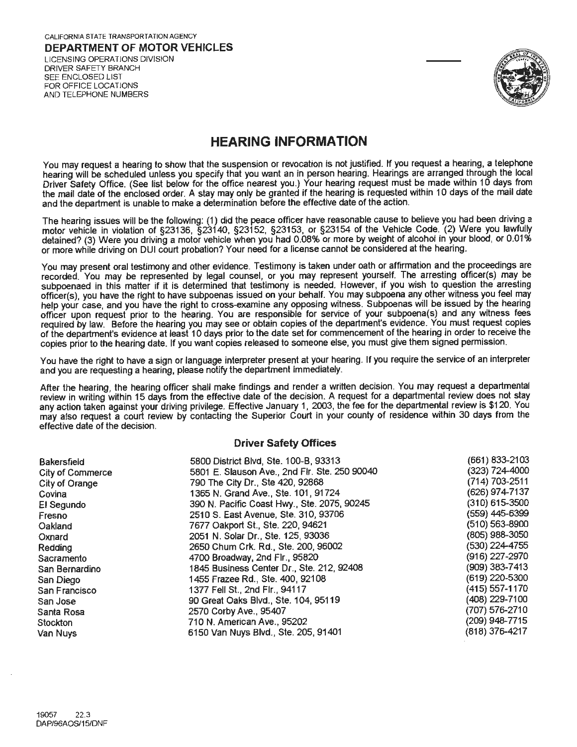CALIFORNIA STATE TRANSPORTATION AGENCY

**DEPARTMENT OF MOTOR VEHICLES**

LICENSING OPERATIONS DIVISION
DRIVER SAFETY BRANCH
SEE ENCLOSED LIST
FOR OFFICE LOCATIONS
AND TELEPHONE NUMBERS

# HEARING INFORMATION

You may request a hearing to show that the suspension or revocation is not justified. If you request a hearing, a telephone hearing will be scheduled unless you specify that you want an in person hearing. Hearings are arranged through the local Driver Safety Office. (See list below for the office nearest you.) Your hearing request must be made within 10 days from the mail date of the enclosed order. A stay may only be granted if the hearing is requested within 10 days of the mail date and the department is unable to make a determination before the effective date of the action.

The hearing issues will be the following: (1) did the peace officer have reasonable cause to believe you had been driving a motor vehicle in violation of §23136, §23140, §23152, §23153, or §23154 of the Vehicle Code. (2) Were you lawfully detained? (3) Were you driving a motor vehicle when you had 0.08% or more by weight of alcohol in your blood, or 0.01% or more while driving on DUI court probation? Your need for a license cannot be considered at the hearing.

You may present oral testimony and other evidence. Testimony is taken under oath or affirmation and the proceedings are recorded. You may be represented by legal counsel, or you may represent yourself. The arresting officer(s) may be subpoenaed in this matter if it is determined that testimony is needed. However, if you wish to question the arresting officer(s), you have the right to have subpoenas issued on your behalf. You may subpoena any other witness you feel may help your case, and you have the right to cross-examine any opposing witness. Subpoenas will be issued by the hearing officer upon request prior to the hearing. You are responsible for service of your subpoena(s) and any witness fees required by law. Before the hearing you may see or obtain copies of the department's evidence. You must request copies of the department's evidence at least 10 days prior to the date set for commencement of the hearing in order to receive the copies prior to the hearing date. If you want copies released to someone else, you must give them signed permission.

You have the right to have a sign or language interpreter present at your hearing. If you require the service of an interpreter and you are requesting a hearing, please notify the department immediately.

After the hearing, the hearing officer shall make findings and render a written decision. You may request a departmental review in writing within 15 days from the effective date of the decision. A request for a departmental review does not stay any action taken against your driving privilege. Effective January 1, 2003, the fee for the departmental review is $120. You may also request a court review by contacting the Superior Court in your county of residence within 30 days from the effective date of the decision.

### Driver Safety Offices

| | | |
|---|---|---|
| Bakersfield | 5800 District Blvd, Ste. 100-B, 93313 | (661) 833-2103 |
| City of Commerce | 5801 E. Slauson Ave., 2nd Flr. Ste. 250 90040 | (323) 724-4000 |
| City of Orange | 790 The City Dr., Ste 420, 92868 | (714) 703-2511 |
| Covina | 1365 N. Grand Ave., Ste. 101, 91724 | (626) 974-7137 |
| El Segundo | 390 N. Pacific Coast Hwy., Ste. 2075, 90245 | (310) 615-3500 |
| Fresno | 2510 S. East Avenue, Ste. 310, 93706 | (559) 445-6399 |
| Oakland | 7677 Oakport St., Ste. 220, 94621 | (510) 563-8900 |
| Oxnard | 2051 N. Solar Dr., Ste. 125, 93036 | (805) 988-3050 |
| Redding | 2650 Churn Crk. Rd., Ste. 200, 96002 | (530) 224-4755 |
| Sacramento | 4700 Broadway, 2nd Flr., 95820 | (916) 227-2970 |
| San Bernardino | 1845 Business Center Dr., Ste. 212, 92408 | (909) 383-7413 |
| San Diego | 1455 Frazee Rd., Ste. 400, 92108 | (619) 220-5300 |
| San Francisco | 1377 Fell St., 2nd Flr., 94117 | (415) 557-1170 |
| San Jose | 90 Great Oaks Blvd., Ste. 104, 95119 | (408) 229-7100 |
| Santa Rosa | 2570 Corby Ave., 95407 | (707) 576-2710 |
| Stockton | 710 N. American Ave., 95202 | (209) 948-7715 |
| Van Nuys | 6150 Van Nuys Blvd., Ste. 205, 91401 | (818) 376-4217 |

19057 22.3
DAP/96AOS/15/DNF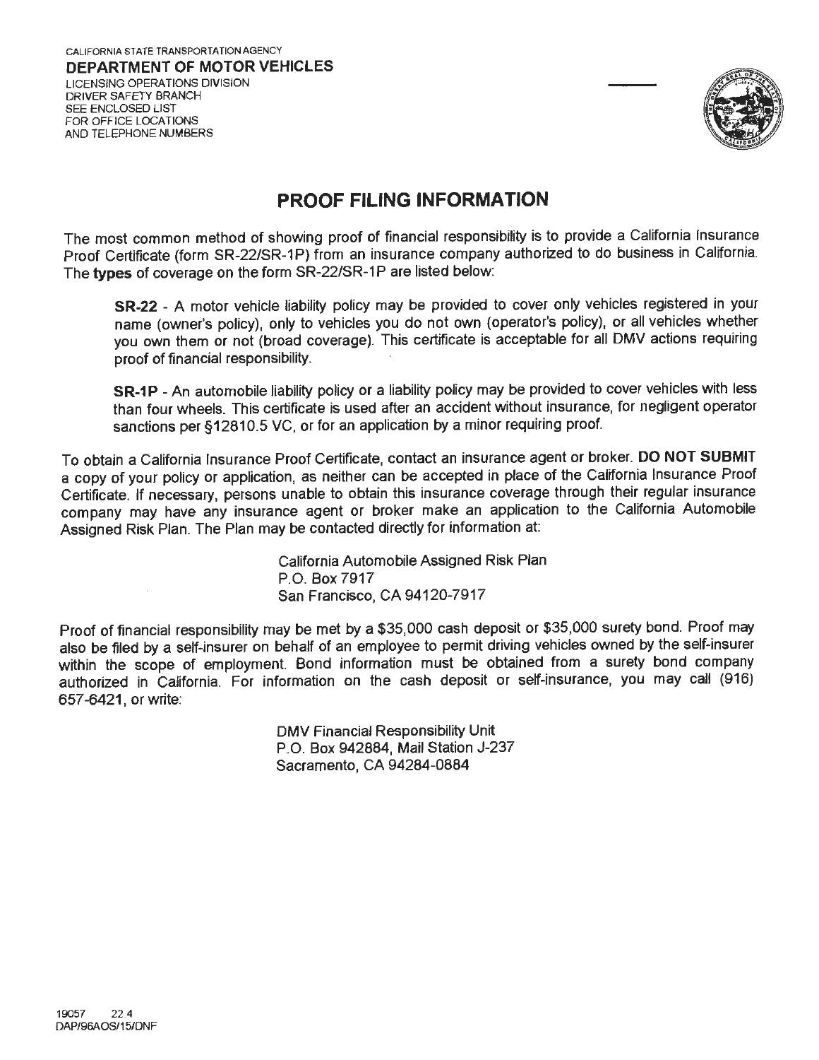CALIFORNIA STATE TRANSPORTATION AGENCY
**DEPARTMENT OF MOTOR VEHICLES**
LICENSING OPERATIONS DIVISION
DRIVER SAFETY BRANCH
SEE ENCLOSED LIST
FOR OFFICE LOCATIONS
AND TELEPHONE NUMBERS

# PROOF FILING INFORMATION

The most common method of showing proof of financial responsibility is to provide a California Insurance Proof Certificate (form SR-22/SR-1P) from an insurance company authorized to do business in California. The **types** of coverage on the form SR-22/SR-1P are listed below:

> **SR-22** - A motor vehicle liability policy may be provided to cover only vehicles registered in your name (owner's policy), only to vehicles you do not own (operator's policy), or all vehicles whether you own them or not (broad coverage). This certificate is acceptable for all DMV actions requiring proof of financial responsibility.
>
> **SR-1P** - An automobile liability policy or a liability policy may be provided to cover vehicles with less than four wheels. This certificate is used after an accident without insurance, for negligent operator sanctions per §12810.5 VC, or for an application by a minor requiring proof.

To obtain a California Insurance Proof Certificate, contact an insurance agent or broker. **DO NOT SUBMIT** a copy of your policy or application, as neither can be accepted in place of the California Insurance Proof Certificate. If necessary, persons unable to obtain this insurance coverage through their regular insurance company may have any insurance agent or broker make an application to the California Automobile Assigned Risk Plan. The Plan may be contacted directly for information at:

California Automobile Assigned Risk Plan
P.O. Box 7917
San Francisco, CA 94120-7917

Proof of financial responsibility may be met by a $35,000 cash deposit or $35,000 surety bond. Proof may also be filed by a self-insurer on behalf of an employee to permit driving vehicles owned by the self-insurer within the scope of employment. Bond information must be obtained from a surety bond company authorized in California. For information on the cash deposit or self-insurance, you may call (916) 657-6421, or write:

DMV Financial Responsibility Unit
P.O. Box 942884, Mail Station J-237
Sacramento, CA 94284-0884

19057 22.4
DAP/96AOS/15/DNF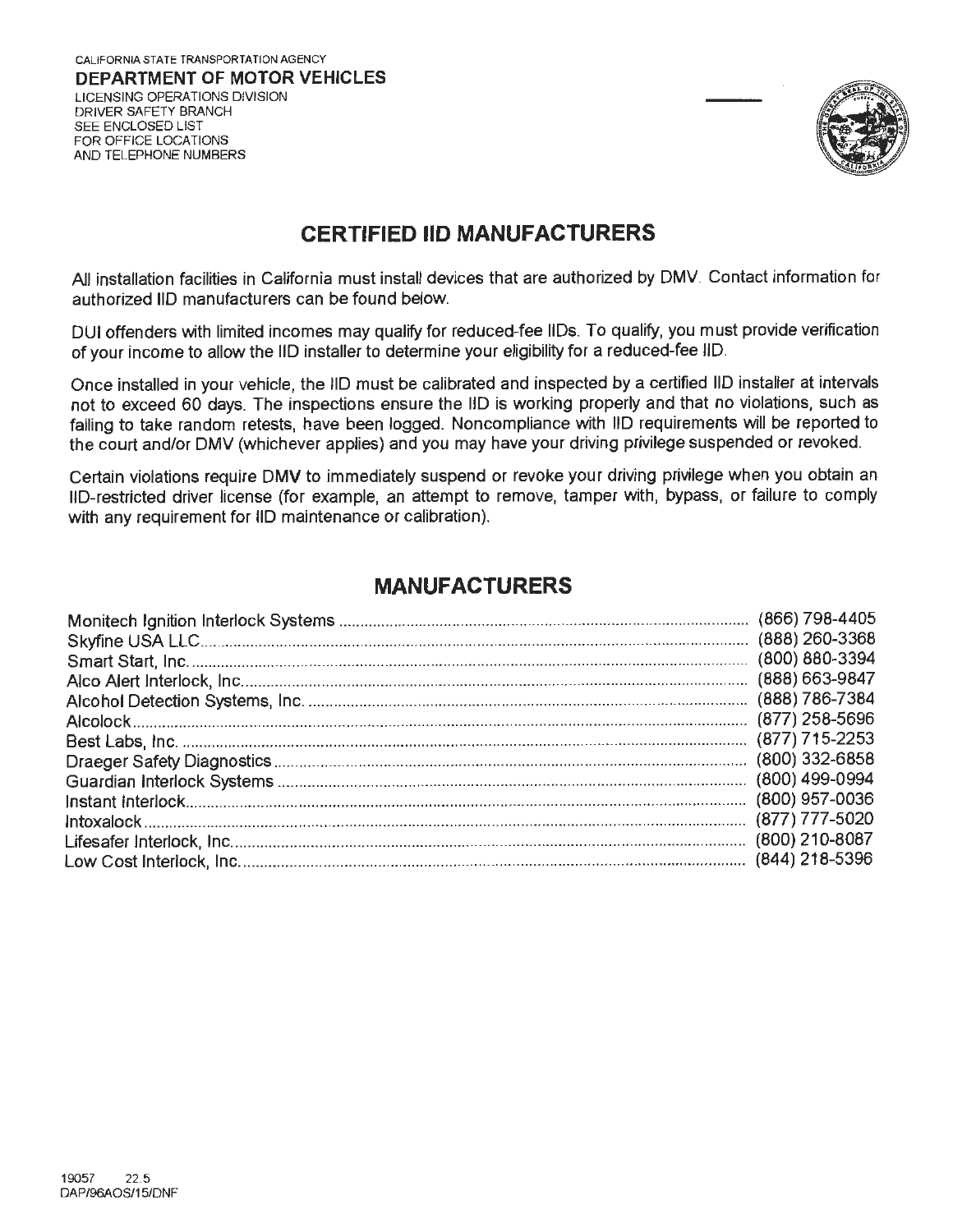CALIFORNIA STATE TRANSPORTATION AGENCY
**DEPARTMENT OF MOTOR VEHICLES**
LICENSING OPERATIONS DIVISION
DRIVER SAFETY BRANCH
SEE ENCLOSED LIST
FOR OFFICE LOCATIONS
AND TELEPHONE NUMBERS

# CERTIFIED IID MANUFACTURERS

All installation facilities in California must install devices that are authorized by DMV. Contact information for authorized IID manufacturers can be found below.

DUI offenders with limited incomes may qualify for reduced-fee IIDs. To qualify, you must provide verification of your income to allow the IID installer to determine your eligibility for a reduced-fee IID.

Once installed in your vehicle, the IID must be calibrated and inspected by a certified IID installer at intervals not to exceed 60 days. The inspections ensure the IID is working properly and that no violations, such as failing to take random retests, have been logged. Noncompliance with IID requirements will be reported to the court and/or DMV (whichever applies) and you may have your driving privilege suspended or revoked.

Certain violations require DMV to immediately suspend or revoke your driving privilege when you obtain an IID-restricted driver license (for example, an attempt to remove, tamper with, bypass, or failure to comply with any requirement for IID maintenance or calibration).

## MANUFACTURERS

| | |
|---|---|
| Monitech Ignition Interlock Systems | (866) 798-4405 |
| Skyfine USA LLC | (888) 260-3368 |
| Smart Start, Inc. | (800) 880-3394 |
| Alco Alert Interlock, Inc. | (888) 663-9847 |
| Alcohol Detection Systems, Inc. | (888) 786-7384 |
| Alcolock | (877) 258-5696 |
| Best Labs, Inc. | (877) 715-2253 |
| Draeger Safety Diagnostics | (800) 332-6858 |
| Guardian Interlock Systems | (800) 499-0994 |
| Instant Interlock | (800) 957-0036 |
| Intoxalock | (877) 777-5020 |
| Lifesafer Interlock, Inc. | (800) 210-8087 |
| Low Cost Interlock, Inc. | (844) 218-5396 |

19057 22.5
DAP/96AOS/15/DNF